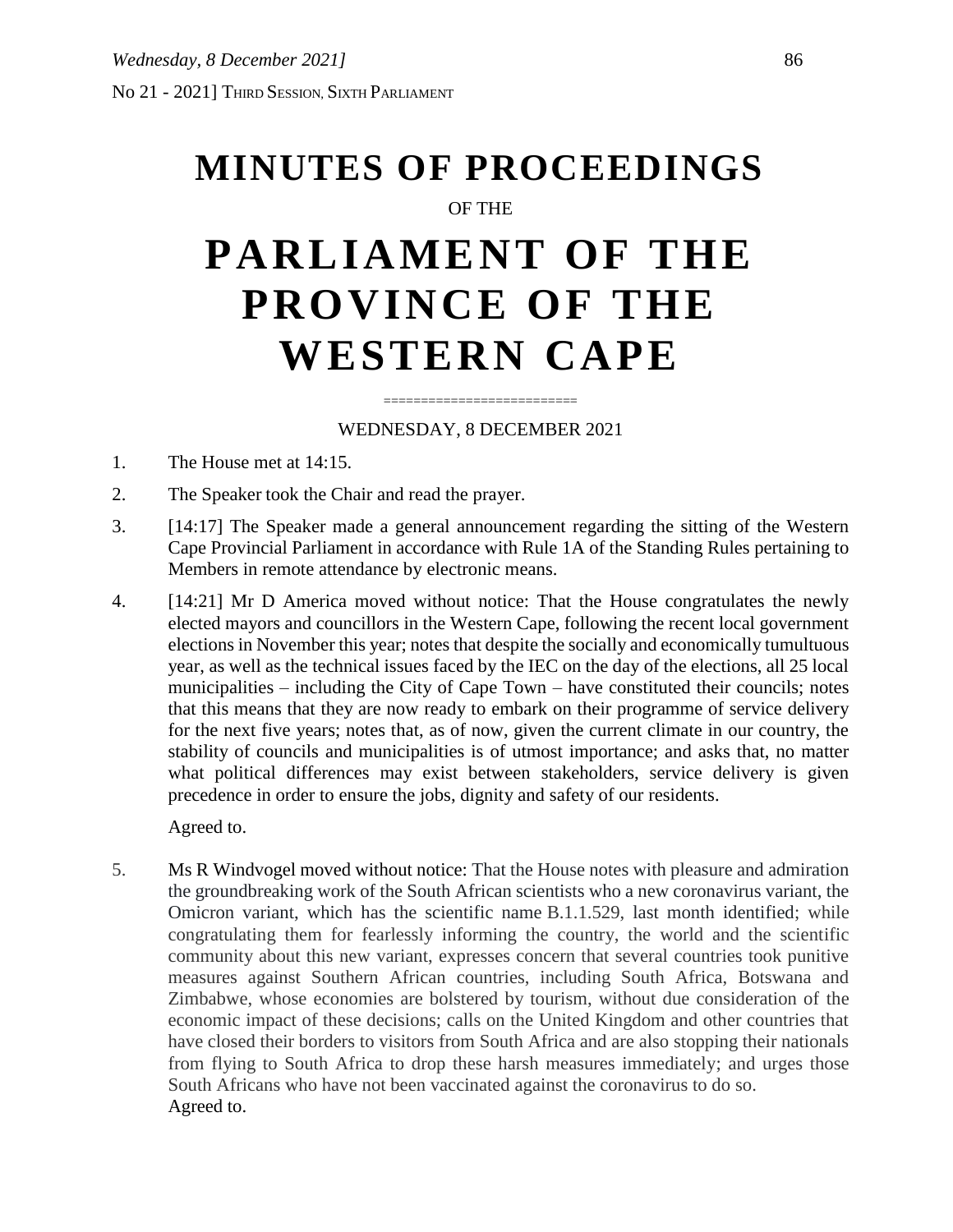No 21 - 2021] THIRD SESSION, SIXTH PARLIAMENT

# MINUTES OF PROCEEDINGS

OF THE

# PARLIAMENT OF THE PROVINCE OF THE WESTERN CAPE

=========================

WEDNESDAY, 8 DECEMBER 2021

1. The House met at 14:15.

2. The Speaker took the Chair and read the prayer.

3. [14:17] The Speaker made a general announcement regarding the sitting of the Western Cape Provincial Parliament in accordance with Rule 1A of the Standing Rules pertaining to Members in remote attendance by electronic means.

4. [14:21] Mr D America moved without notice: That the House congratulates the newly elected mayors and councillors in the Western Cape, following the recent local government elections in November this year; notes that despite the socially and economically tumultuous year, as well as the technical issues faced by the IEC on the day of the elections, all 25 local municipalities – including the City of Cape Town – have constituted their councils; notes that this means that they are now ready to embark on their programme of service delivery for the next five years; notes that, as of now, given the current climate in our country, the stability of councils and municipalities is of utmost importance; and asks that, no matter what political differences may exist between stakeholders, service delivery is given precedence in order to ensure the jobs, dignity and safety of our residents.

   Agreed to.

5. Ms R Windvogel moved without notice: That the House notes with pleasure and admiration the groundbreaking work of the South African scientists who a new coronavirus variant, the Omicron variant, which has the scientific name B.1.1.529, last month identified; while congratulating them for fearlessly informing the country, the world and the scientific community about this new variant, expresses concern that several countries took punitive measures against Southern African countries, including South Africa, Botswana and Zimbabwe, whose economies are bolstered by tourism, without due consideration of the economic impact of these decisions; calls on the United Kingdom and other countries that have closed their borders to visitors from South Africa and are also stopping their nationals from flying to South Africa to drop these harsh measures immediately; and urges those South Africans who have not been vaccinated against the coronavirus to do so.

   Agreed to.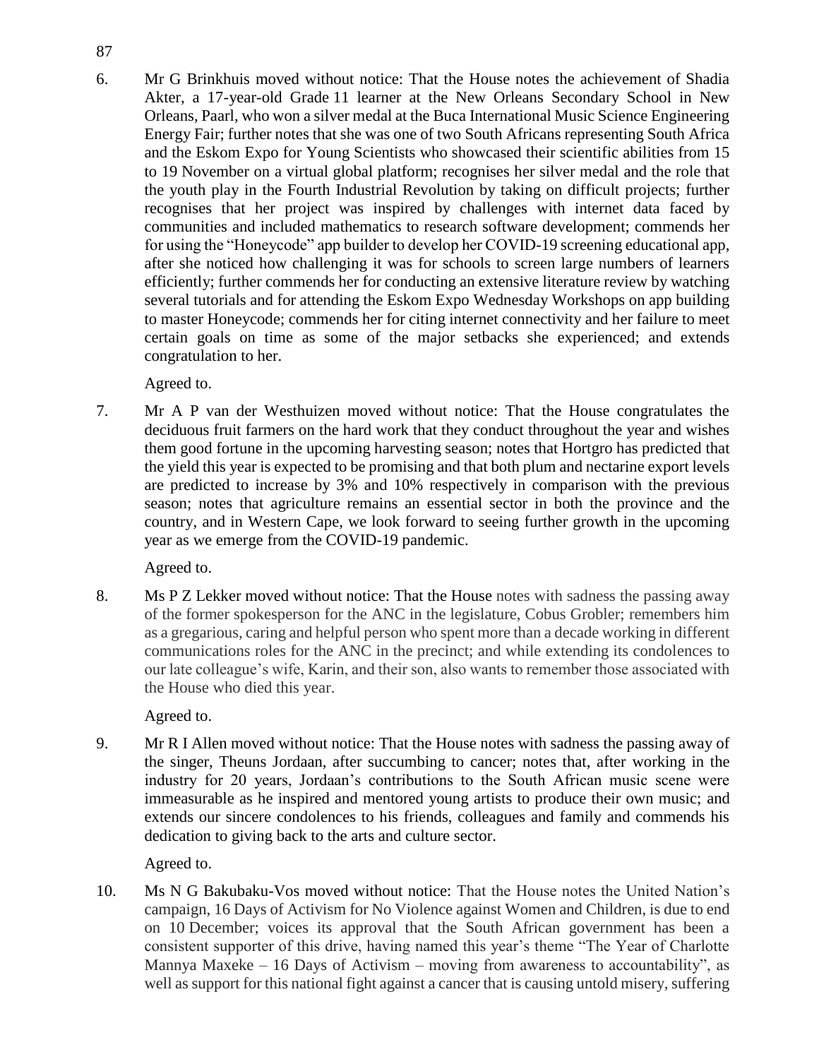6. Mr G Brinkhuis moved without notice: That the House notes the achievement of Shadia Akter, a 17-year-old Grade 11 learner at the New Orleans Secondary School in New Orleans, Paarl, who won a silver medal at the Buca International Music Science Engineering Energy Fair; further notes that she was one of two South Africans representing South Africa and the Eskom Expo for Young Scientists who showcased their scientific abilities from 15 to 19 November on a virtual global platform; recognises her silver medal and the role that the youth play in the Fourth Industrial Revolution by taking on difficult projects; further recognises that her project was inspired by challenges with internet data faced by communities and included mathematics to research software development; commends her for using the "Honeycode" app builder to develop her COVID-19 screening educational app, after she noticed how challenging it was for schools to screen large numbers of learners efficiently; further commends her for conducting an extensive literature review by watching several tutorials and for attending the Eskom Expo Wednesday Workshops on app building to master Honeycode; commends her for citing internet connectivity and her failure to meet certain goals on time as some of the major setbacks she experienced; and extends congratulation to her.

   Agreed to.

7. Mr A P van der Westhuizen moved without notice: That the House congratulates the deciduous fruit farmers on the hard work that they conduct throughout the year and wishes them good fortune in the upcoming harvesting season; notes that Hortgro has predicted that the yield this year is expected to be promising and that both plum and nectarine export levels are predicted to increase by 3% and 10% respectively in comparison with the previous season; notes that agriculture remains an essential sector in both the province and the country, and in Western Cape, we look forward to seeing further growth in the upcoming year as we emerge from the COVID-19 pandemic.

   Agreed to.

8. Ms P Z Lekker moved without notice: That the House notes with sadness the passing away of the former spokesperson for the ANC in the legislature, Cobus Grobler; remembers him as a gregarious, caring and helpful person who spent more than a decade working in different communications roles for the ANC in the precinct; and while extending its condolences to our late colleague's wife, Karin, and their son, also wants to remember those associated with the House who died this year.

   Agreed to.

9. Mr R I Allen moved without notice: That the House notes with sadness the passing away of the singer, Theuns Jordaan, after succumbing to cancer; notes that, after working in the industry for 20 years, Jordaan's contributions to the South African music scene were immeasurable as he inspired and mentored young artists to produce their own music; and extends our sincere condolences to his friends, colleagues and family and commends his dedication to giving back to the arts and culture sector.

   Agreed to.

10. Ms N G Bakubaku-Vos moved without notice: That the House notes the United Nation's campaign, 16 Days of Activism for No Violence against Women and Children, is due to end on 10 December; voices its approval that the South African government has been a consistent supporter of this drive, having named this year's theme "The Year of Charlotte Mannya Maxeke – 16 Days of Activism – moving from awareness to accountability", as well as support for this national fight against a cancer that is causing untold misery, suffering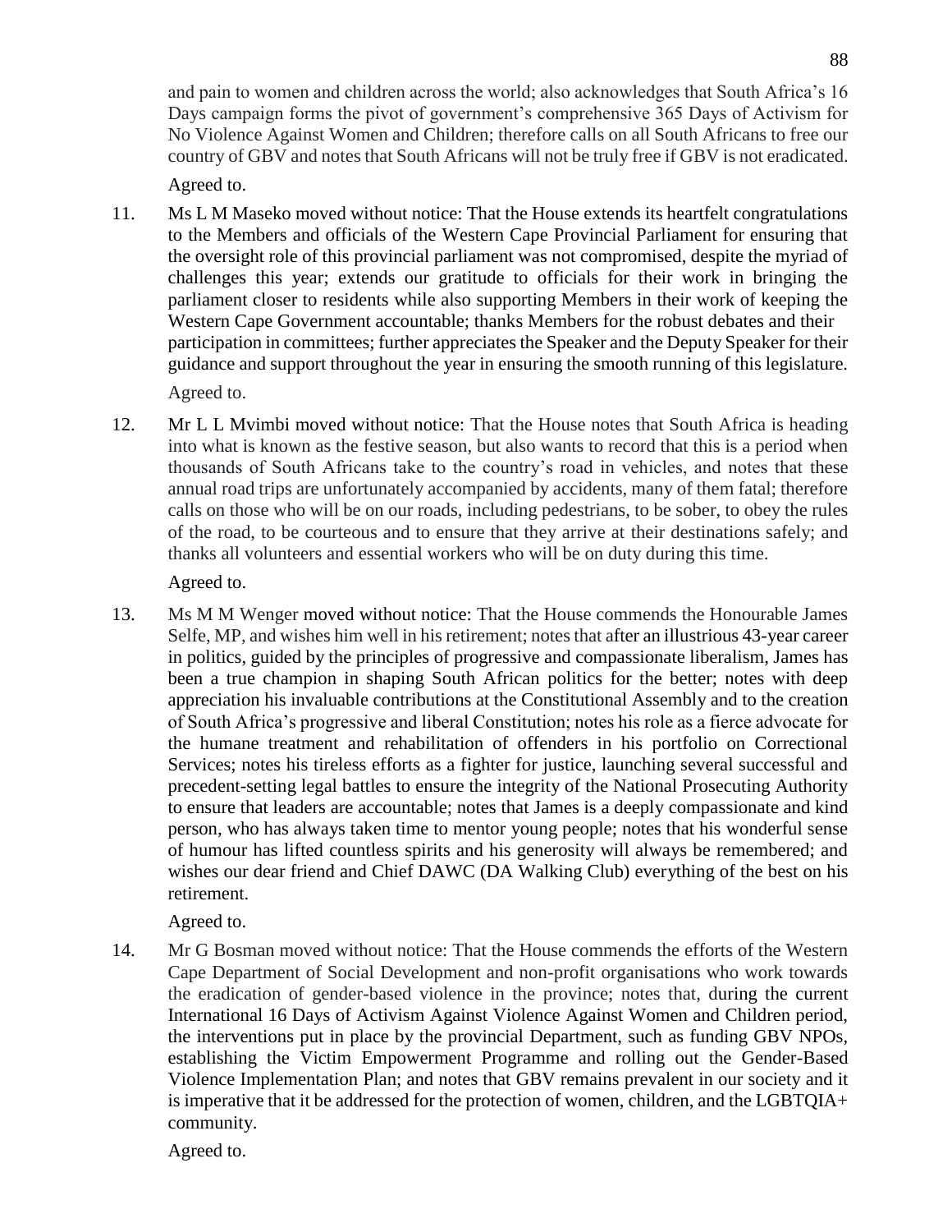and pain to women and children across the world; also acknowledges that South Africa's 16 Days campaign forms the pivot of government's comprehensive 365 Days of Activism for No Violence Against Women and Children; therefore calls on all South Africans to free our country of GBV and notes that South Africans will not be truly free if GBV is not eradicated.

Agreed to.

11. Ms L M Maseko moved without notice: That the House extends its heartfelt congratulations to the Members and officials of the Western Cape Provincial Parliament for ensuring that the oversight role of this provincial parliament was not compromised, despite the myriad of challenges this year; extends our gratitude to officials for their work in bringing the parliament closer to residents while also supporting Members in their work of keeping the Western Cape Government accountable; thanks Members for the robust debates and their participation in committees; further appreciates the Speaker and the Deputy Speaker for their guidance and support throughout the year in ensuring the smooth running of this legislature.

    Agreed to.

12. Mr L L Mvimbi moved without notice: That the House notes that South Africa is heading into what is known as the festive season, but also wants to record that this is a period when thousands of South Africans take to the country's road in vehicles, and notes that these annual road trips are unfortunately accompanied by accidents, many of them fatal; therefore calls on those who will be on our roads, including pedestrians, to be sober, to obey the rules of the road, to be courteous and to ensure that they arrive at their destinations safely; and thanks all volunteers and essential workers who will be on duty during this time.

    Agreed to.

13. Ms M M Wenger moved without notice: That the House commends the Honourable James Selfe, MP, and wishes him well in his retirement; notes that after an illustrious 43-year career in politics, guided by the principles of progressive and compassionate liberalism, James has been a true champion in shaping South African politics for the better; notes with deep appreciation his invaluable contributions at the Constitutional Assembly and to the creation of South Africa's progressive and liberal Constitution; notes his role as a fierce advocate for the humane treatment and rehabilitation of offenders in his portfolio on Correctional Services; notes his tireless efforts as a fighter for justice, launching several successful and precedent-setting legal battles to ensure the integrity of the National Prosecuting Authority to ensure that leaders are accountable; notes that James is a deeply compassionate and kind person, who has always taken time to mentor young people; notes that his wonderful sense of humour has lifted countless spirits and his generosity will always be remembered; and wishes our dear friend and Chief DAWC (DA Walking Club) everything of the best on his retirement.

    Agreed to.

14. Mr G Bosman moved without notice: That the House commends the efforts of the Western Cape Department of Social Development and non-profit organisations who work towards the eradication of gender-based violence in the province; notes that, during the current International 16 Days of Activism Against Violence Against Women and Children period, the interventions put in place by the provincial Department, such as funding GBV NPOs, establishing the Victim Empowerment Programme and rolling out the Gender-Based Violence Implementation Plan; and notes that GBV remains prevalent in our society and it is imperative that it be addressed for the protection of women, children, and the LGBTQIA+ community.

    Agreed to.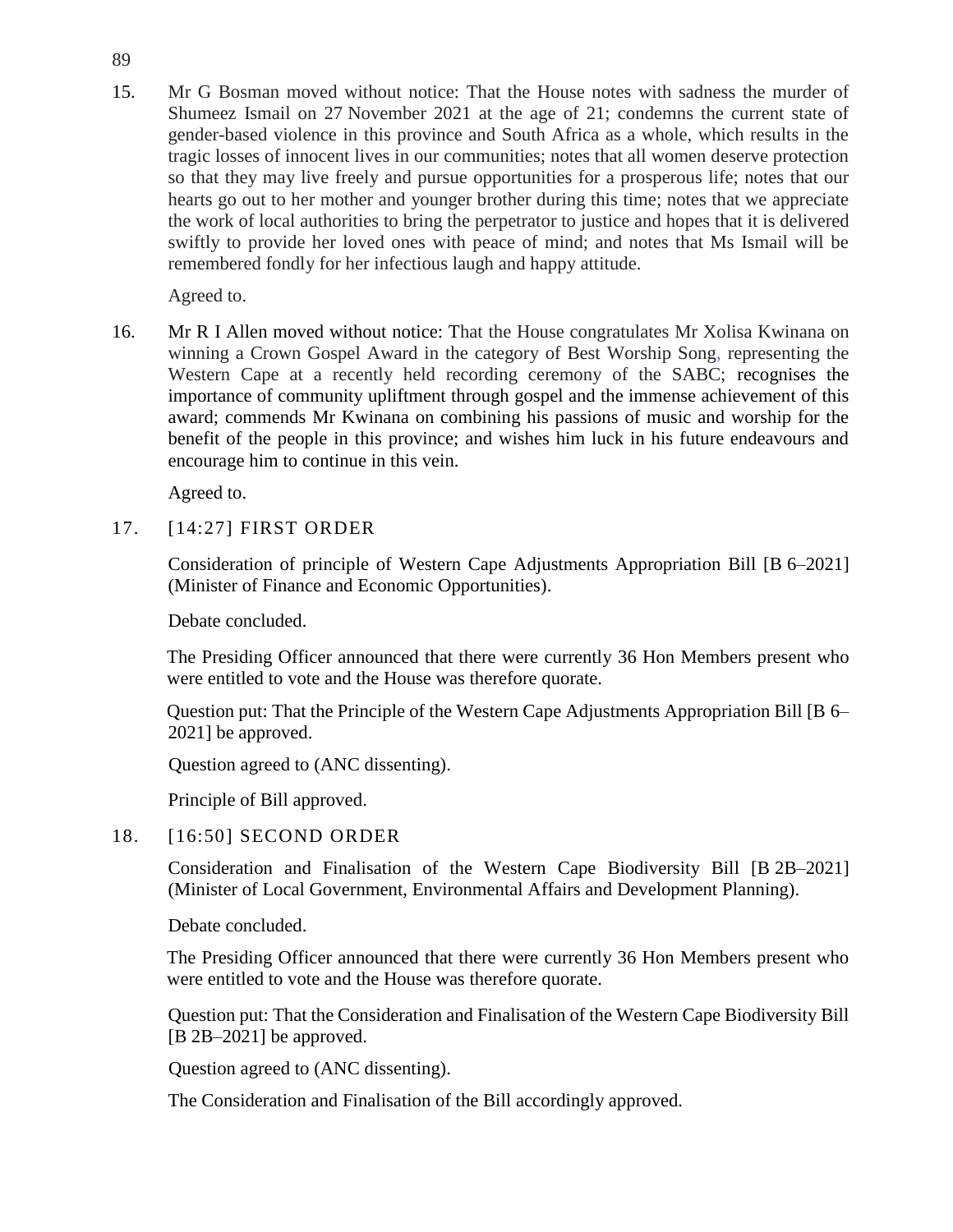15. Mr G Bosman moved without notice: That the House notes with sadness the murder of Shumeez Ismail on 27 November 2021 at the age of 21; condemns the current state of gender-based violence in this province and South Africa as a whole, which results in the tragic losses of innocent lives in our communities; notes that all women deserve protection so that they may live freely and pursue opportunities for a prosperous life; notes that our hearts go out to her mother and younger brother during this time; notes that we appreciate the work of local authorities to bring the perpetrator to justice and hopes that it is delivered swiftly to provide her loved ones with peace of mind; and notes that Ms Ismail will be remembered fondly for her infectious laugh and happy attitude.

    Agreed to.

16. Mr R I Allen moved without notice: That the House congratulates Mr Xolisa Kwinana on winning a Crown Gospel Award in the category of Best Worship Song, representing the Western Cape at a recently held recording ceremony of the SABC; recognises the importance of community upliftment through gospel and the immense achievement of this award; commends Mr Kwinana on combining his passions of music and worship for the benefit of the people in this province; and wishes him luck in his future endeavours and encourage him to continue in this vein.

    Agreed to.

17. [14:27] FIRST ORDER

    Consideration of principle of Western Cape Adjustments Appropriation Bill [B 6–2021] (Minister of Finance and Economic Opportunities).

    Debate concluded.

    The Presiding Officer announced that there were currently 36 Hon Members present who were entitled to vote and the House was therefore quorate.

    Question put: That the Principle of the Western Cape Adjustments Appropriation Bill [B 6–2021] be approved.

    Question agreed to (ANC dissenting).

    Principle of Bill approved.

18. [16:50] SECOND ORDER

    Consideration and Finalisation of the Western Cape Biodiversity Bill [B 2B–2021] (Minister of Local Government, Environmental Affairs and Development Planning).

    Debate concluded.

    The Presiding Officer announced that there were currently 36 Hon Members present who were entitled to vote and the House was therefore quorate.

    Question put: That the Consideration and Finalisation of the Western Cape Biodiversity Bill [B 2B–2021] be approved.

    Question agreed to (ANC dissenting).

    The Consideration and Finalisation of the Bill accordingly approved.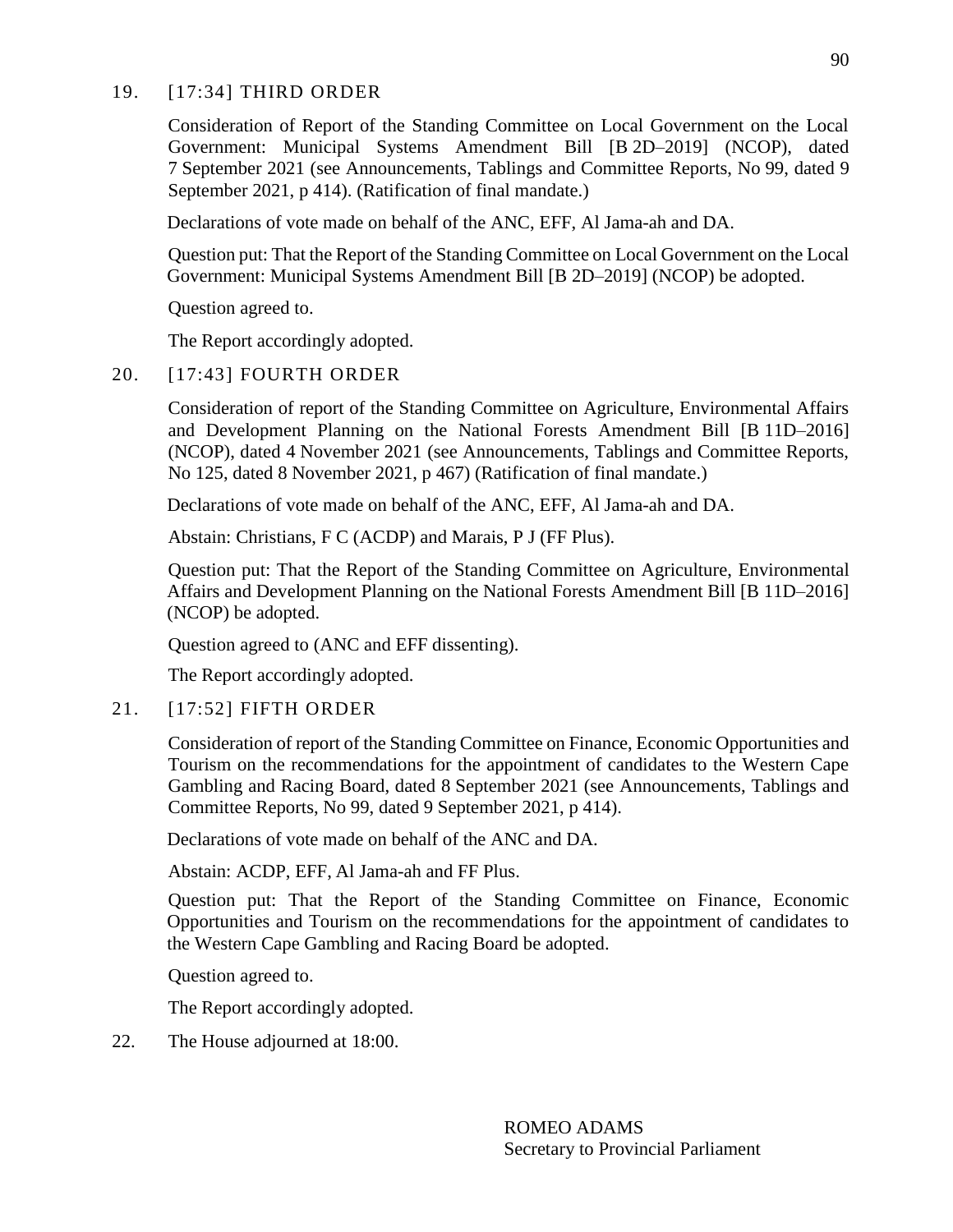19. [17:34] THIRD ORDER

Consideration of Report of the Standing Committee on Local Government on the Local Government: Municipal Systems Amendment Bill [B 2D–2019] (NCOP), dated 7 September 2021 (see Announcements, Tablings and Committee Reports, No 99, dated 9 September 2021, p 414). (Ratification of final mandate.)

Declarations of vote made on behalf of the ANC, EFF, Al Jama-ah and DA.

Question put: That the Report of the Standing Committee on Local Government on the Local Government: Municipal Systems Amendment Bill [B 2D–2019] (NCOP) be adopted.

Question agreed to.

The Report accordingly adopted.

20. [17:43] FOURTH ORDER

Consideration of report of the Standing Committee on Agriculture, Environmental Affairs and Development Planning on the National Forests Amendment Bill [B 11D–2016] (NCOP), dated 4 November 2021 (see Announcements, Tablings and Committee Reports, No 125, dated 8 November 2021, p 467) (Ratification of final mandate.)

Declarations of vote made on behalf of the ANC, EFF, Al Jama-ah and DA.

Abstain: Christians, F C (ACDP) and Marais, P J (FF Plus).

Question put: That the Report of the Standing Committee on Agriculture, Environmental Affairs and Development Planning on the National Forests Amendment Bill [B 11D–2016] (NCOP) be adopted.

Question agreed to (ANC and EFF dissenting).

The Report accordingly adopted.

21. [17:52] FIFTH ORDER

Consideration of report of the Standing Committee on Finance, Economic Opportunities and Tourism on the recommendations for the appointment of candidates to the Western Cape Gambling and Racing Board, dated 8 September 2021 (see Announcements, Tablings and Committee Reports, No 99, dated 9 September 2021, p 414).

Declarations of vote made on behalf of the ANC and DA.

Abstain: ACDP, EFF, Al Jama-ah and FF Plus.

Question put: That the Report of the Standing Committee on Finance, Economic Opportunities and Tourism on the recommendations for the appointment of candidates to the Western Cape Gambling and Racing Board be adopted.

Question agreed to.

The Report accordingly adopted.

22. The House adjourned at 18:00.

ROMEO ADAMS
Secretary to Provincial Parliament